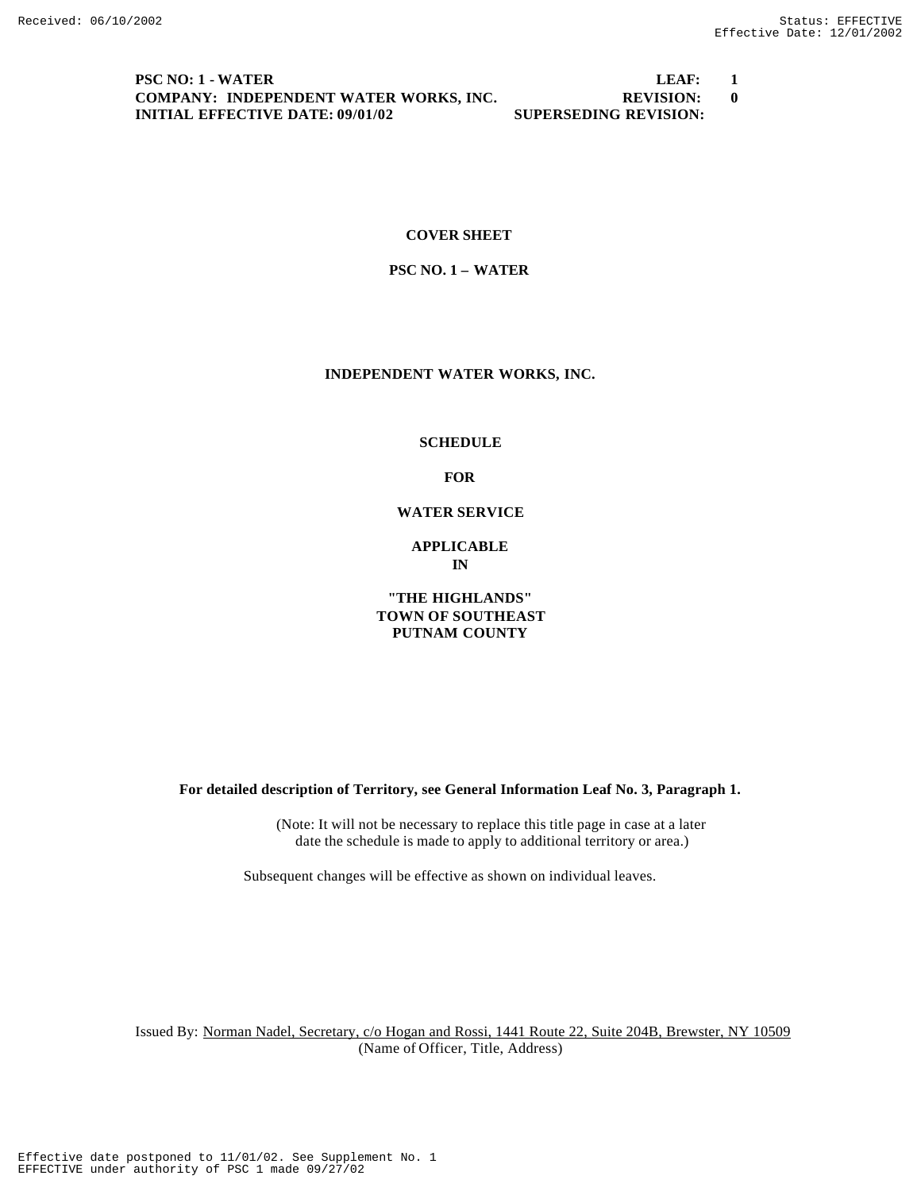**PSC NO: 1 - WATER** **LEAF: 1**
**COMPANY: INDEPENDENT WATER WORKS, INC.** **REVISION: 0**
**INITIAL EFFECTIVE DATE: 09/01/02** **SUPERSEDING REVISION:**

**COVER SHEET**

**PSC NO. 1 – WATER**

**INDEPENDENT WATER WORKS, INC.**

**SCHEDULE**

**FOR**

**WATER SERVICE**

**APPLICABLE**
**IN**

**"THE HIGHLANDS"**
**TOWN OF SOUTHEAST**
**PUTNAM COUNTY**

**For detailed description of Territory, see General Information Leaf No. 3, Paragraph 1.**

(Note: It will not be necessary to replace this title page in case at a later date the schedule is made to apply to additional territory or area.)

Subsequent changes will be effective as shown on individual leaves.

Issued By: Norman Nadel, Secretary, c/o Hogan and Rossi, 1441 Route 22, Suite 204B, Brewster, NY 10509
(Name of Officer, Title, Address)

Effective date postponed to 11/01/02. See Supplement No. 1
EFFECTIVE under authority of PSC 1 made 09/27/02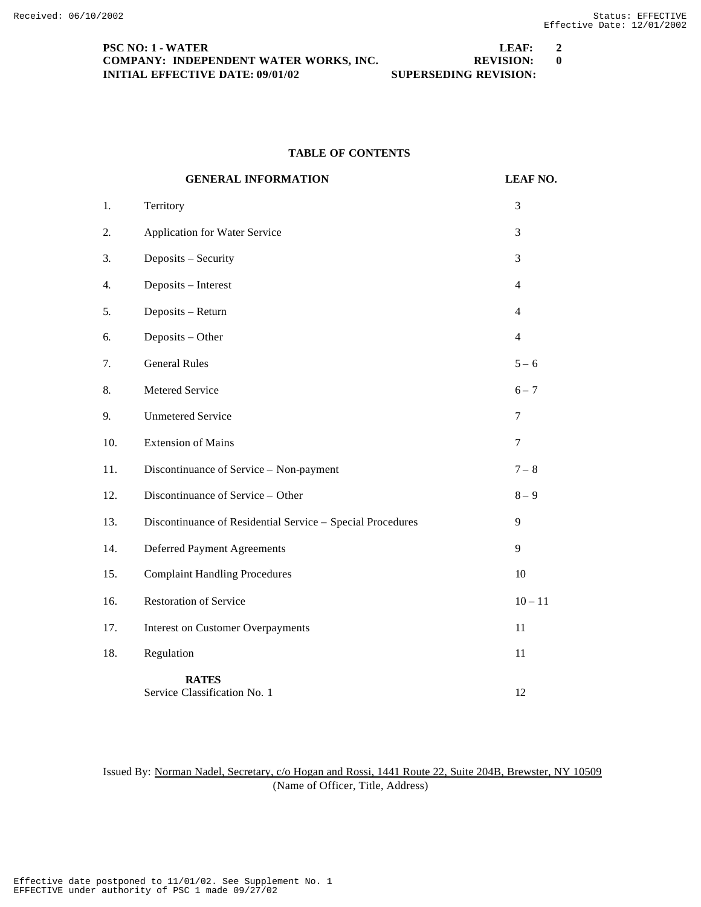**PSC NO: 1 - WATER** | **LEAF: 2**
**COMPANY: INDEPENDENT WATER WORKS, INC.** | **REVISION: 0**
**INITIAL EFFECTIVE DATE: 09/01/02** | **SUPERSEDING REVISION:**

## TABLE OF CONTENTS

| | GENERAL INFORMATION | LEAF NO. |
|---|---|---|
| 1. | Territory | 3 |
| 2. | Application for Water Service | 3 |
| 3. | Deposits – Security | 3 |
| 4. | Deposits – Interest | 4 |
| 5. | Deposits – Return | 4 |
| 6. | Deposits – Other | 4 |
| 7. | General Rules | 5 – 6 |
| 8. | Metered Service | 6 – 7 |
| 9. | Unmetered Service | 7 |
| 10. | Extension of Mains | 7 |
| 11. | Discontinuance of Service – Non-payment | 7 – 8 |
| 12. | Discontinuance of Service – Other | 8 – 9 |
| 13. | Discontinuance of Residential Service – Special Procedures | 9 |
| 14. | Deferred Payment Agreements | 9 |
| 15. | Complaint Handling Procedures | 10 |
| 16. | Restoration of Service | 10 – 11 |
| 17. | Interest on Customer Overpayments | 11 |
| 18. | Regulation | 11 |
| | **RATES** | |
| | Service Classification No. 1 | 12 |

Issued By: Norman Nadel, Secretary, c/o Hogan and Rossi, 1441 Route 22, Suite 204B, Brewster, NY 10509
(Name of Officer, Title, Address)

Effective date postponed to 11/01/02. See Supplement No. 1
EFFECTIVE under authority of PSC 1 made 09/27/02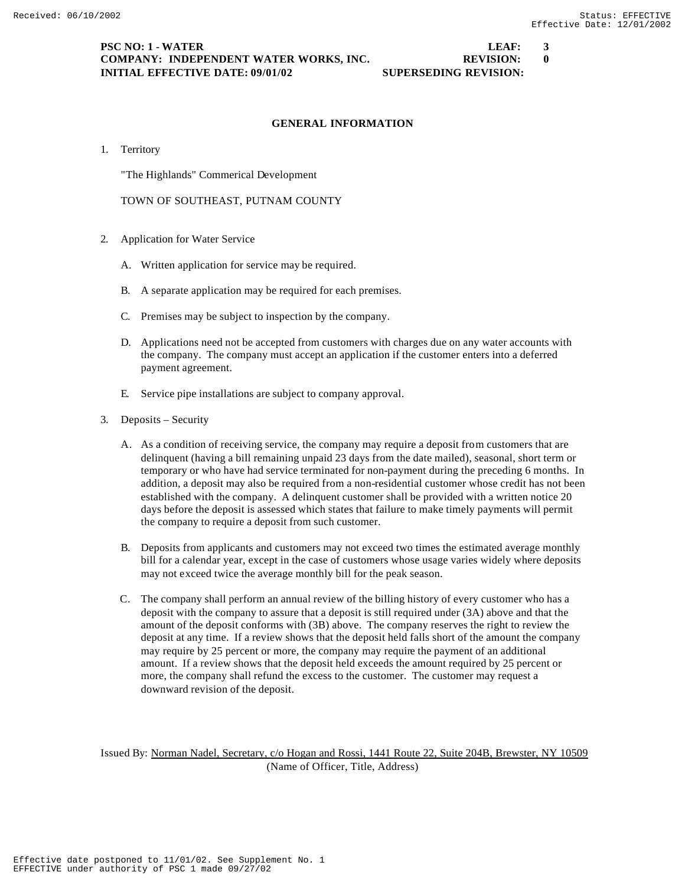**PSC NO: 1 - WATER** **LEAF: 3**
**COMPANY: INDEPENDENT WATER WORKS, INC.** **REVISION: 0**
**INITIAL EFFECTIVE DATE: 09/01/02** **SUPERSEDING REVISION:**

## GENERAL INFORMATION

1. Territory

   "The Highlands" Commerical Development

   TOWN OF SOUTHEAST, PUTNAM COUNTY

2. Application for Water Service

   A. Written application for service may be required.

   B. A separate application may be required for each premises.

   C. Premises may be subject to inspection by the company.

   D. Applications need not be accepted from customers with charges due on any water accounts with the company. The company must accept an application if the customer enters into a deferred payment agreement.

   E. Service pipe installations are subject to company approval.

3. Deposits – Security

   A. As a condition of receiving service, the company may require a deposit from customers that are delinquent (having a bill remaining unpaid 23 days from the date mailed), seasonal, short term or temporary or who have had service terminated for non-payment during the preceding 6 months. In addition, a deposit may also be required from a non-residential customer whose credit has not been established with the company. A delinquent customer shall be provided with a written notice 20 days before the deposit is assessed which states that failure to make timely payments will permit the company to require a deposit from such customer.

   B. Deposits from applicants and customers may not exceed two times the estimated average monthly bill for a calendar year, except in the case of customers whose usage varies widely where deposits may not exceed twice the average monthly bill for the peak season.

   C. The company shall perform an annual review of the billing history of every customer who has a deposit with the company to assure that a deposit is still required under (3A) above and that the amount of the deposit conforms with (3B) above. The company reserves the right to review the deposit at any time. If a review shows that the deposit held falls short of the amount the company may require by 25 percent or more, the company may require the payment of an additional amount. If a review shows that the deposit held exceeds the amount required by 25 percent or more, the company shall refund the excess to the customer. The customer may request a downward revision of the deposit.

Issued By: Norman Nadel, Secretary, c/o Hogan and Rossi, 1441 Route 22, Suite 204B, Brewster, NY 10509
(Name of Officer, Title, Address)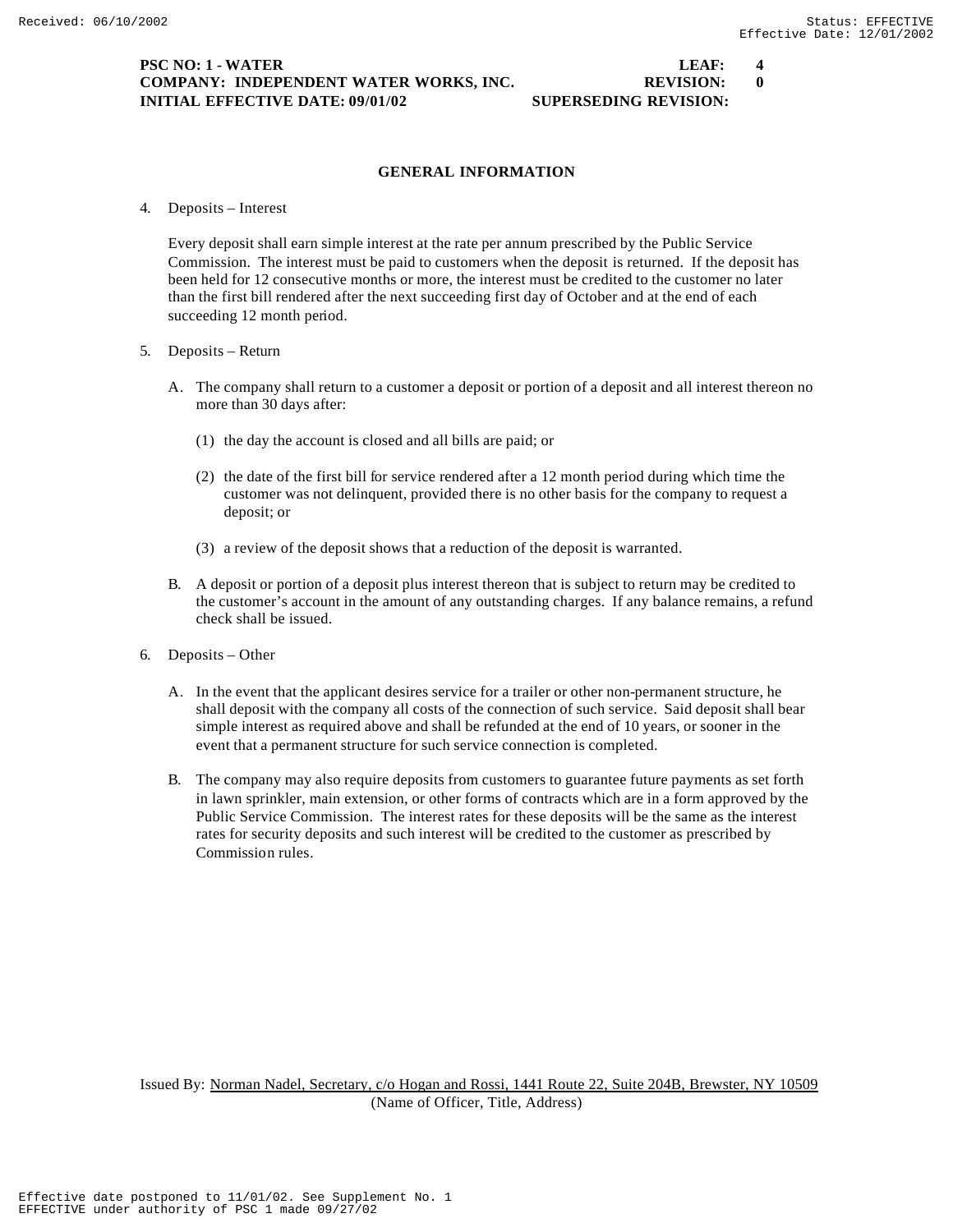**PSC NO: 1 - WATER** **LEAF: 4**
**COMPANY: INDEPENDENT WATER WORKS, INC.** **REVISION: 0**
**INITIAL EFFECTIVE DATE: 09/01/02** **SUPERSEDING REVISION:**

## GENERAL INFORMATION

4. Deposits – Interest

   Every deposit shall earn simple interest at the rate per annum prescribed by the Public Service Commission. The interest must be paid to customers when the deposit is returned. If the deposit has been held for 12 consecutive months or more, the interest must be credited to the customer no later than the first bill rendered after the next succeeding first day of October and at the end of each succeeding 12 month period.

5. Deposits – Return

   A. The company shall return to a customer a deposit or portion of a deposit and all interest thereon no more than 30 days after:

      (1) the day the account is closed and all bills are paid; or

      (2) the date of the first bill for service rendered after a 12 month period during which time the customer was not delinquent, provided there is no other basis for the company to request a deposit; or

      (3) a review of the deposit shows that a reduction of the deposit is warranted.

   B. A deposit or portion of a deposit plus interest thereon that is subject to return may be credited to the customer's account in the amount of any outstanding charges. If any balance remains, a refund check shall be issued.

6. Deposits – Other

   A. In the event that the applicant desires service for a trailer or other non-permanent structure, he shall deposit with the company all costs of the connection of such service. Said deposit shall bear simple interest as required above and shall be refunded at the end of 10 years, or sooner in the event that a permanent structure for such service connection is completed.

   B. The company may also require deposits from customers to guarantee future payments as set forth in lawn sprinkler, main extension, or other forms of contracts which are in a form approved by the Public Service Commission. The interest rates for these deposits will be the same as the interest rates for security deposits and such interest will be credited to the customer as prescribed by Commission rules.

Issued By: Norman Nadel, Secretary, c/o Hogan and Rossi, 1441 Route 22, Suite 204B, Brewster, NY 10509
(Name of Officer, Title, Address)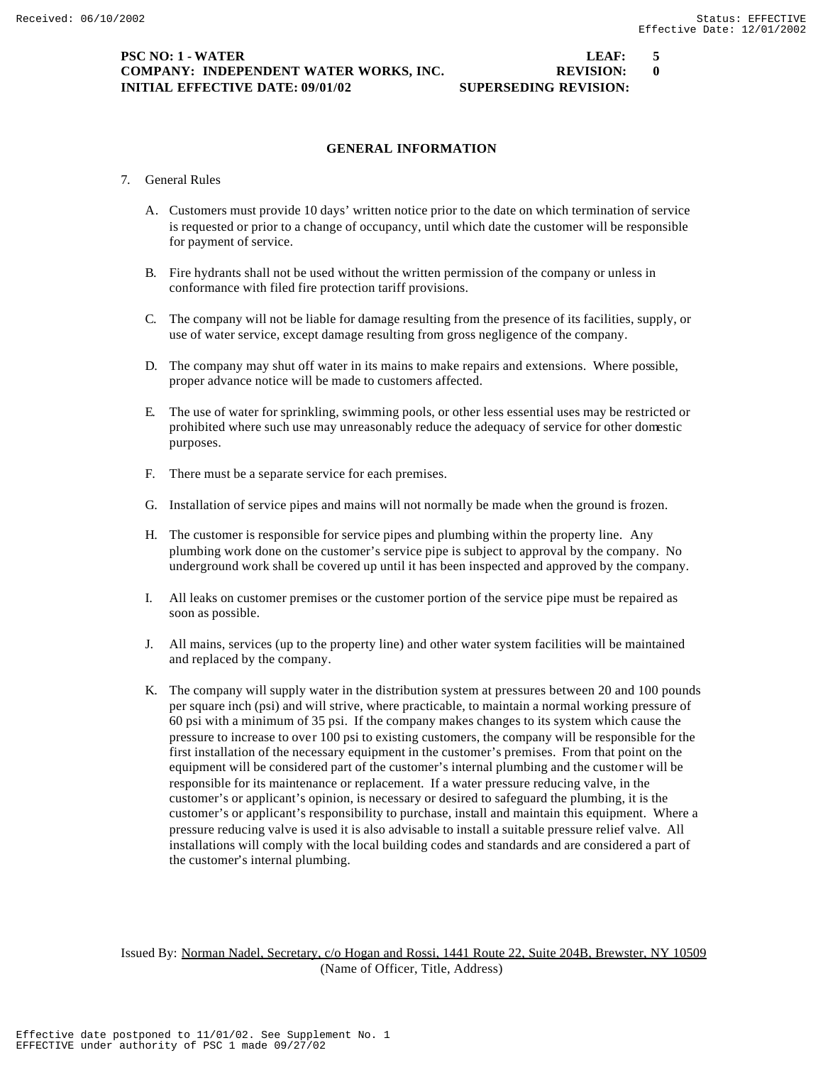**PSC NO: 1 - WATER** **LEAF: 5**
**COMPANY: INDEPENDENT WATER WORKS, INC.** **REVISION: 0**
**INITIAL EFFECTIVE DATE: 09/01/02** **SUPERSEDING REVISION:**

## GENERAL INFORMATION

7. General Rules

   A. Customers must provide 10 days' written notice prior to the date on which termination of service is requested or prior to a change of occupancy, until which date the customer will be responsible for payment of service.

   B. Fire hydrants shall not be used without the written permission of the company or unless in conformance with filed fire protection tariff provisions.

   C. The company will not be liable for damage resulting from the presence of its facilities, supply, or use of water service, except damage resulting from gross negligence of the company.

   D. The company may shut off water in its mains to make repairs and extensions. Where possible, proper advance notice will be made to customers affected.

   E. The use of water for sprinkling, swimming pools, or other less essential uses may be restricted or prohibited where such use may unreasonably reduce the adequacy of service for other domestic purposes.

   F. There must be a separate service for each premises.

   G. Installation of service pipes and mains will not normally be made when the ground is frozen.

   H. The customer is responsible for service pipes and plumbing within the property line. Any plumbing work done on the customer's service pipe is subject to approval by the company. No underground work shall be covered up until it has been inspected and approved by the company.

   I. All leaks on customer premises or the customer portion of the service pipe must be repaired as soon as possible.

   J. All mains, services (up to the property line) and other water system facilities will be maintained and replaced by the company.

   K. The company will supply water in the distribution system at pressures between 20 and 100 pounds per square inch (psi) and will strive, where practicable, to maintain a normal working pressure of 60 psi with a minimum of 35 psi. If the company makes changes to its system which cause the pressure to increase to over 100 psi to existing customers, the company will be responsible for the first installation of the necessary equipment in the customer's premises. From that point on the equipment will be considered part of the customer's internal plumbing and the customer will be responsible for its maintenance or replacement. If a water pressure reducing valve, in the customer's or applicant's opinion, is necessary or desired to safeguard the plumbing, it is the customer's or applicant's responsibility to purchase, install and maintain this equipment. Where a pressure reducing valve is used it is also advisable to install a suitable pressure relief valve. All installations will comply with the local building codes and standards and are considered a part of the customer's internal plumbing.

Issued By: Norman Nadel, Secretary, c/o Hogan and Rossi, 1441 Route 22, Suite 204B, Brewster, NY 10509
(Name of Officer, Title, Address)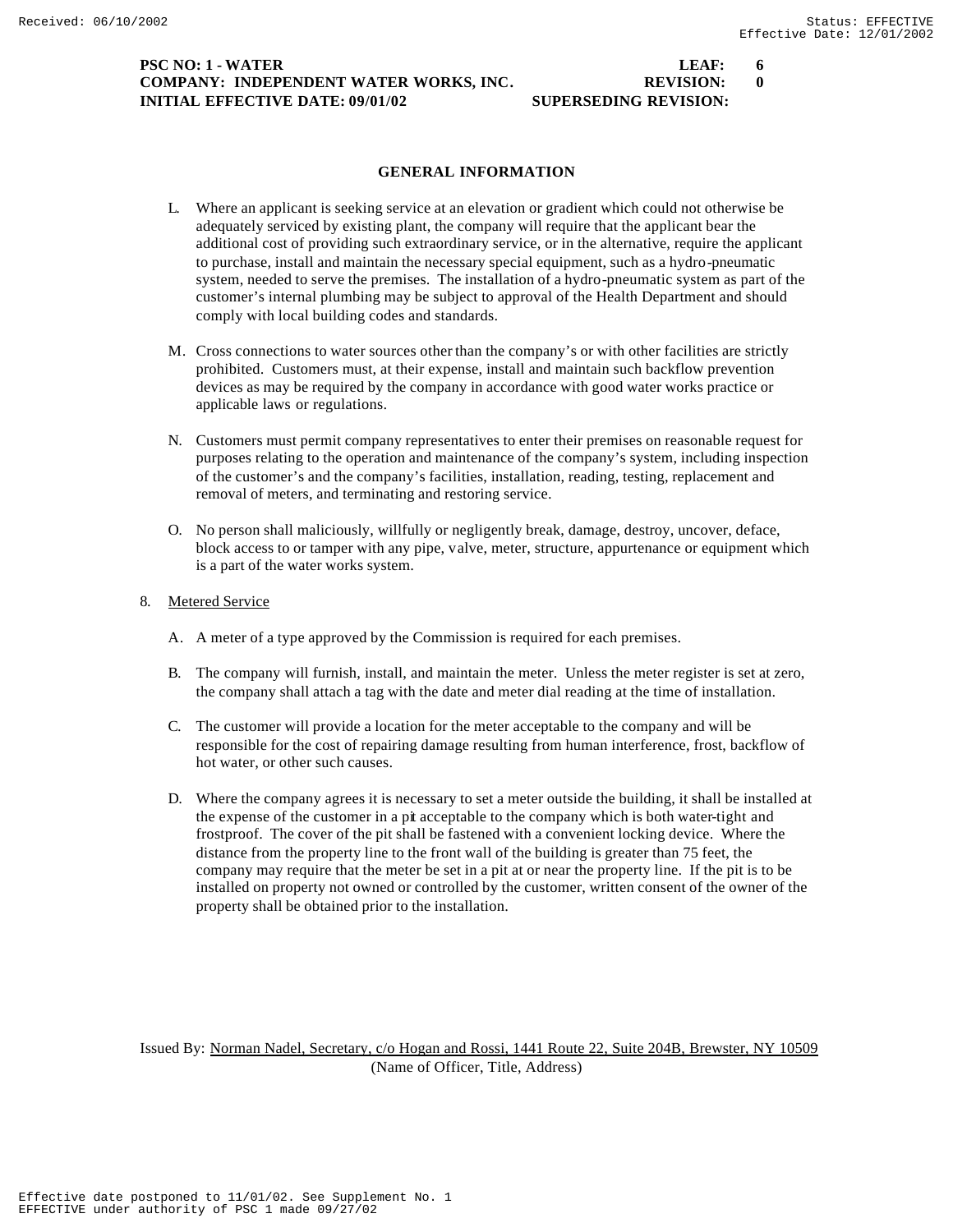PSC NO: 1 - WATER LEAF: 6
COMPANY: INDEPENDENT WATER WORKS, INC. REVISION: 0
INITIAL EFFECTIVE DATE: 09/01/02 SUPERSEDING REVISION:

## GENERAL INFORMATION

L. Where an applicant is seeking service at an elevation or gradient which could not otherwise be adequately serviced by existing plant, the company will require that the applicant bear the additional cost of providing such extraordinary service, or in the alternative, require the applicant to purchase, install and maintain the necessary special equipment, such as a hydro-pneumatic system, needed to serve the premises. The installation of a hydro-pneumatic system as part of the customer's internal plumbing may be subject to approval of the Health Department and should comply with local building codes and standards.

M. Cross connections to water sources other than the company's or with other facilities are strictly prohibited. Customers must, at their expense, install and maintain such backflow prevention devices as may be required by the company in accordance with good water works practice or applicable laws or regulations.

N. Customers must permit company representatives to enter their premises on reasonable request for purposes relating to the operation and maintenance of the company's system, including inspection of the customer's and the company's facilities, installation, reading, testing, replacement and removal of meters, and terminating and restoring service.

O. No person shall maliciously, willfully or negligently break, damage, destroy, uncover, deface, block access to or tamper with any pipe, valve, meter, structure, appurtenance or equipment which is a part of the water works system.

8. Metered Service

A. A meter of a type approved by the Commission is required for each premises.

B. The company will furnish, install, and maintain the meter. Unless the meter register is set at zero, the company shall attach a tag with the date and meter dial reading at the time of installation.

C. The customer will provide a location for the meter acceptable to the company and will be responsible for the cost of repairing damage resulting from human interference, frost, backflow of hot water, or other such causes.

D. Where the company agrees it is necessary to set a meter outside the building, it shall be installed at the expense of the customer in a pit acceptable to the company which is both water-tight and frostproof. The cover of the pit shall be fastened with a convenient locking device. Where the distance from the property line to the front wall of the building is greater than 75 feet, the company may require that the meter be set in a pit at or near the property line. If the pit is to be installed on property not owned or controlled by the customer, written consent of the owner of the property shall be obtained prior to the installation.

Issued By: Norman Nadel, Secretary, c/o Hogan and Rossi, 1441 Route 22, Suite 204B, Brewster, NY 10509
(Name of Officer, Title, Address)

Effective date postponed to 11/01/02. See Supplement No. 1
EFFECTIVE under authority of PSC 1 made 09/27/02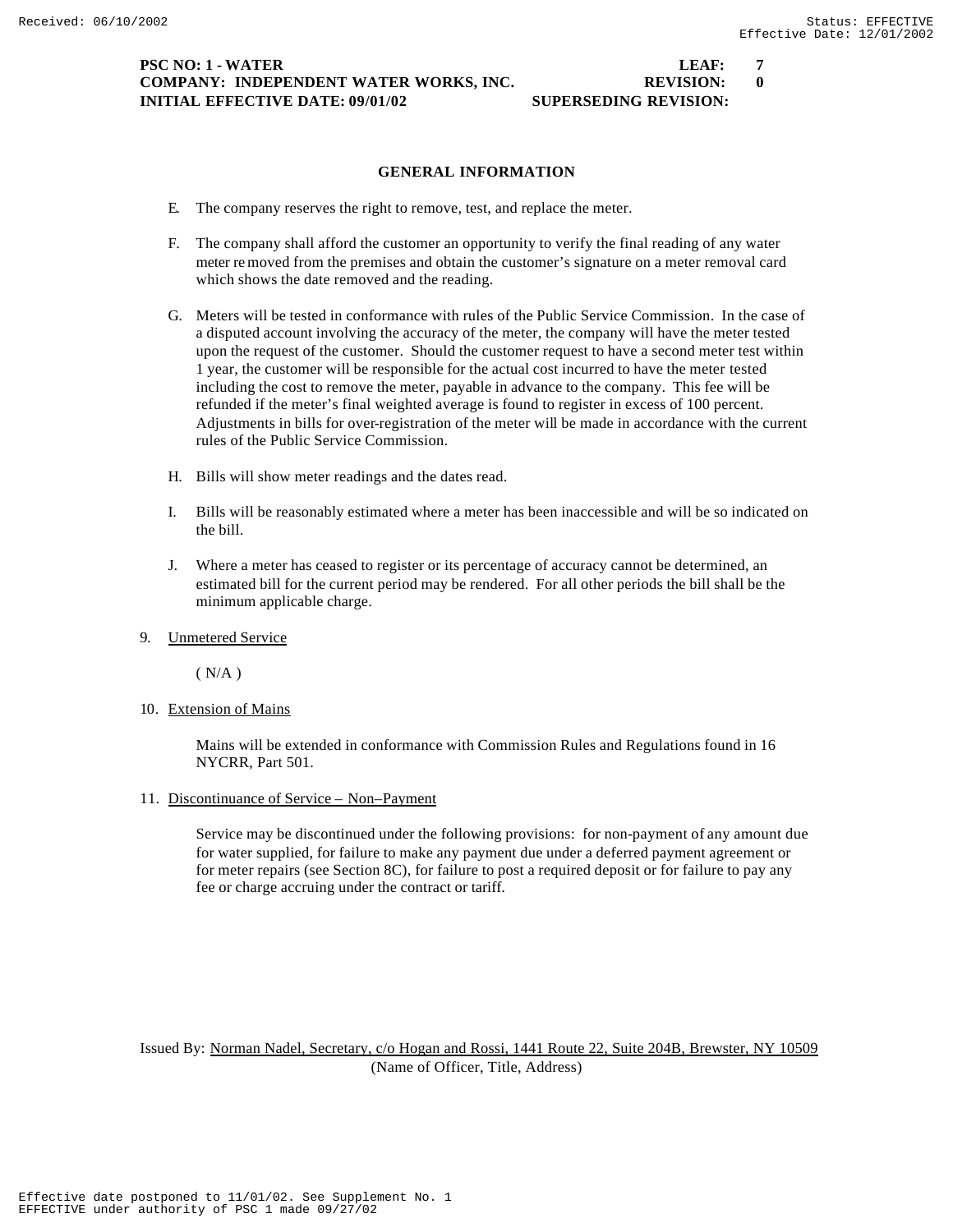**PSC NO: 1 - WATER LEAF: 7**
**COMPANY: INDEPENDENT WATER WORKS, INC. REVISION: 0**
**INITIAL EFFECTIVE DATE: 09/01/02 SUPERSEDING REVISION:**

## GENERAL INFORMATION

E. The company reserves the right to remove, test, and replace the meter.

F. The company shall afford the customer an opportunity to verify the final reading of any water meter removed from the premises and obtain the customer's signature on a meter removal card which shows the date removed and the reading.

G. Meters will be tested in conformance with rules of the Public Service Commission. In the case of a disputed account involving the accuracy of the meter, the company will have the meter tested upon the request of the customer. Should the customer request to have a second meter test within 1 year, the customer will be responsible for the actual cost incurred to have the meter tested including the cost to remove the meter, payable in advance to the company. This fee will be refunded if the meter's final weighted average is found to register in excess of 100 percent. Adjustments in bills for over-registration of the meter will be made in accordance with the current rules of the Public Service Commission.

H. Bills will show meter readings and the dates read.

I. Bills will be reasonably estimated where a meter has been inaccessible and will be so indicated on the bill.

J. Where a meter has ceased to register or its percentage of accuracy cannot be determined, an estimated bill for the current period may be rendered. For all other periods the bill shall be the minimum applicable charge.

9. Unmetered Service

   ( N/A )

10. Extension of Mains

   Mains will be extended in conformance with Commission Rules and Regulations found in 16 NYCRR, Part 501.

11. Discontinuance of Service – Non–Payment

   Service may be discontinued under the following provisions: for non-payment of any amount due for water supplied, for failure to make any payment due under a deferred payment agreement or for meter repairs (see Section 8C), for failure to post a required deposit or for failure to pay any fee or charge accruing under the contract or tariff.

Issued By: Norman Nadel, Secretary, c/o Hogan and Rossi, 1441 Route 22, Suite 204B, Brewster, NY 10509
(Name of Officer, Title, Address)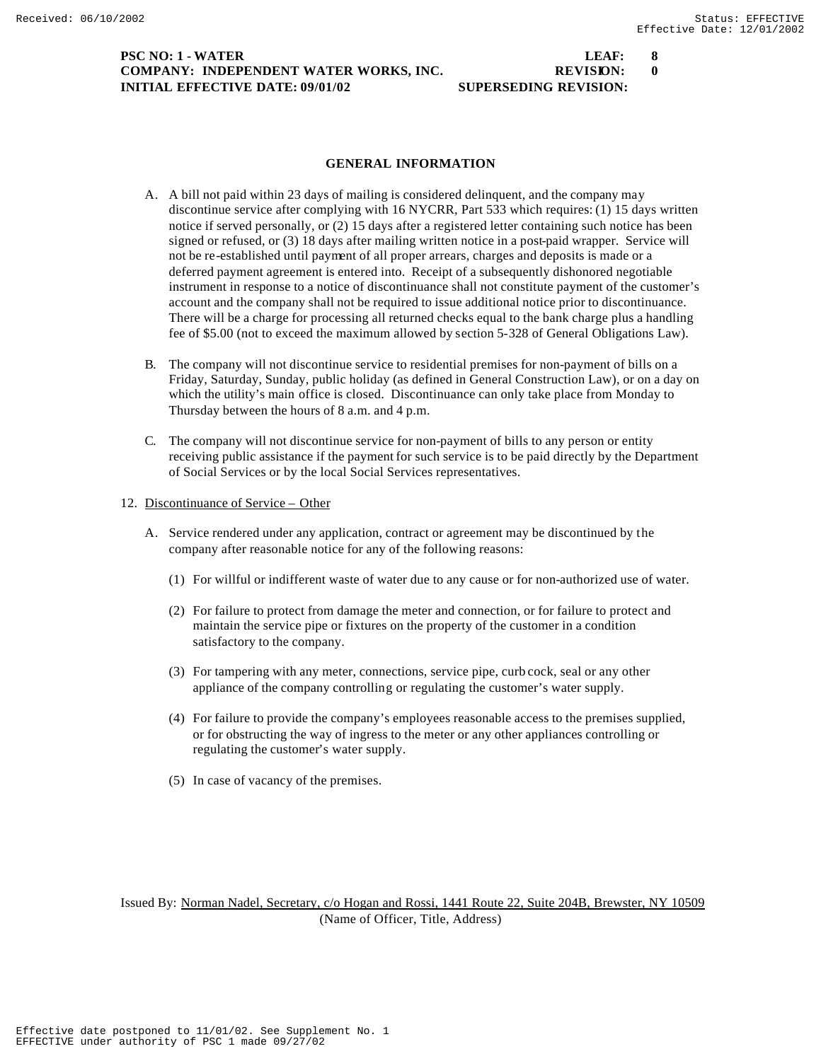## GENERAL INFORMATION

A. A bill not paid within 23 days of mailing is considered delinquent, and the company may discontinue service after complying with 16 NYCRR, Part 533 which requires: (1) 15 days written notice if served personally, or (2) 15 days after a registered letter containing such notice has been signed or refused, or (3) 18 days after mailing written notice in a post-paid wrapper. Service will not be re-established until payment of all proper arrears, charges and deposits is made or a deferred payment agreement is entered into. Receipt of a subsequently dishonored negotiable instrument in response to a notice of discontinuance shall not constitute payment of the customer's account and the company shall not be required to issue additional notice prior to discontinuance. There will be a charge for processing all returned checks equal to the bank charge plus a handling fee of $5.00 (not to exceed the maximum allowed by section 5-328 of General Obligations Law).

B. The company will not discontinue service to residential premises for non-payment of bills on a Friday, Saturday, Sunday, public holiday (as defined in General Construction Law), or on a day on which the utility's main office is closed. Discontinuance can only take place from Monday to Thursday between the hours of 8 a.m. and 4 p.m.

C. The company will not discontinue service for non-payment of bills to any person or entity receiving public assistance if the payment for such service is to be paid directly by the Department of Social Services or by the local Social Services representatives.

12. Discontinuance of Service – Other

A. Service rendered under any application, contract or agreement may be discontinued by the company after reasonable notice for any of the following reasons:

(1) For willful or indifferent waste of water due to any cause or for non-authorized use of water.

(2) For failure to protect from damage the meter and connection, or for failure to protect and maintain the service pipe or fixtures on the property of the customer in a condition satisfactory to the company.

(3) For tampering with any meter, connections, service pipe, curb cock, seal or any other appliance of the company controlling or regulating the customer's water supply.

(4) For failure to provide the company's employees reasonable access to the premises supplied, or for obstructing the way of ingress to the meter or any other appliances controlling or regulating the customer's water supply.

(5) In case of vacancy of the premises.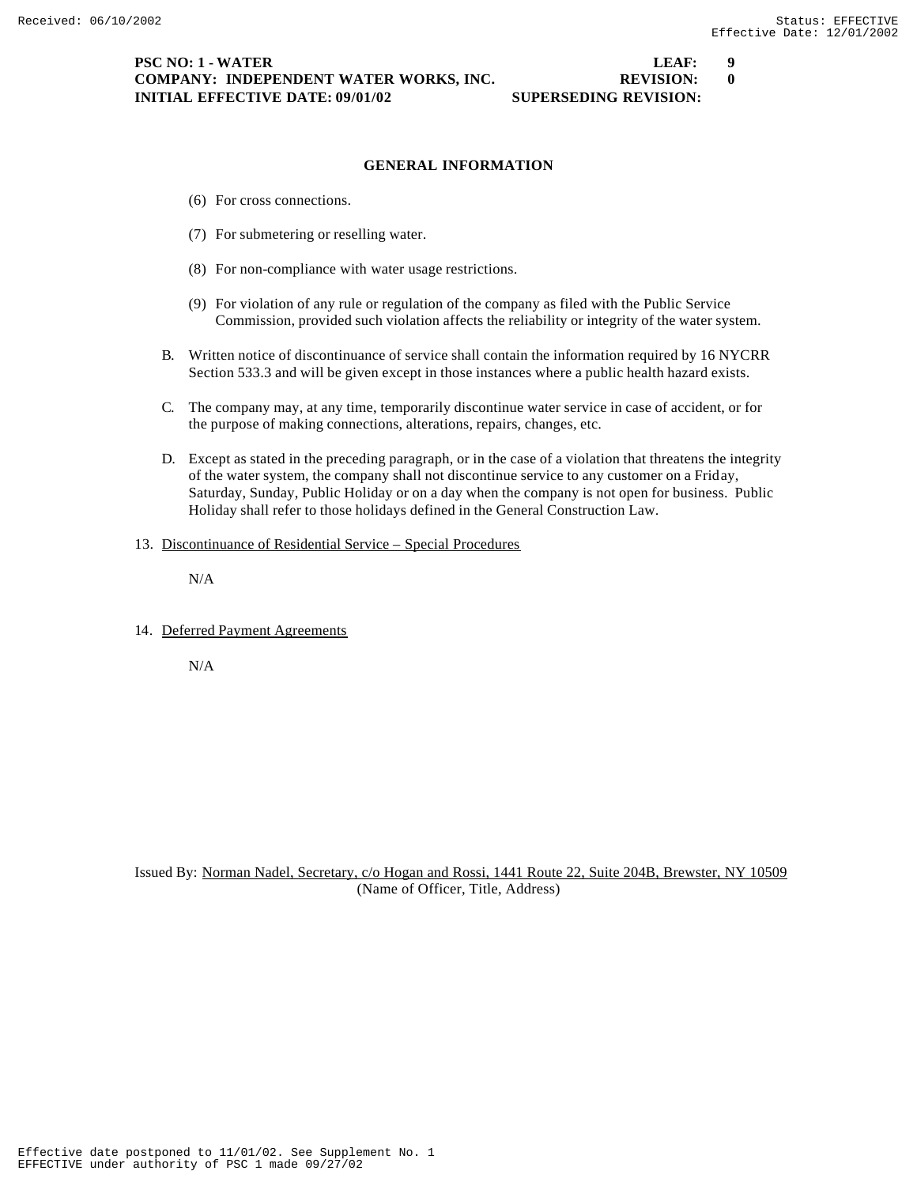**PSC NO: 1 - WATER** **LEAF: 9**
**COMPANY: INDEPENDENT WATER WORKS, INC.** **REVISION: 0**
**INITIAL EFFECTIVE DATE: 09/01/02** **SUPERSEDING REVISION:**

## GENERAL INFORMATION

(6) For cross connections.

(7) For submetering or reselling water.

(8) For non-compliance with water usage restrictions.

(9) For violation of any rule or regulation of the company as filed with the Public Service Commission, provided such violation affects the reliability or integrity of the water system.

B. Written notice of discontinuance of service shall contain the information required by 16 NYCRR Section 533.3 and will be given except in those instances where a public health hazard exists.

C. The company may, at any time, temporarily discontinue water service in case of accident, or for the purpose of making connections, alterations, repairs, changes, etc.

D. Except as stated in the preceding paragraph, or in the case of a violation that threatens the integrity of the water system, the company shall not discontinue service to any customer on a Friday, Saturday, Sunday, Public Holiday or on a day when the company is not open for business. Public Holiday shall refer to those holidays defined in the General Construction Law.

13. Discontinuance of Residential Service – Special Procedures

N/A

14. Deferred Payment Agreements

N/A

Issued By: Norman Nadel, Secretary, c/o Hogan and Rossi, 1441 Route 22, Suite 204B, Brewster, NY 10509
(Name of Officer, Title, Address)

Effective date postponed to 11/01/02. See Supplement No. 1
EFFECTIVE under authority of PSC 1 made 09/27/02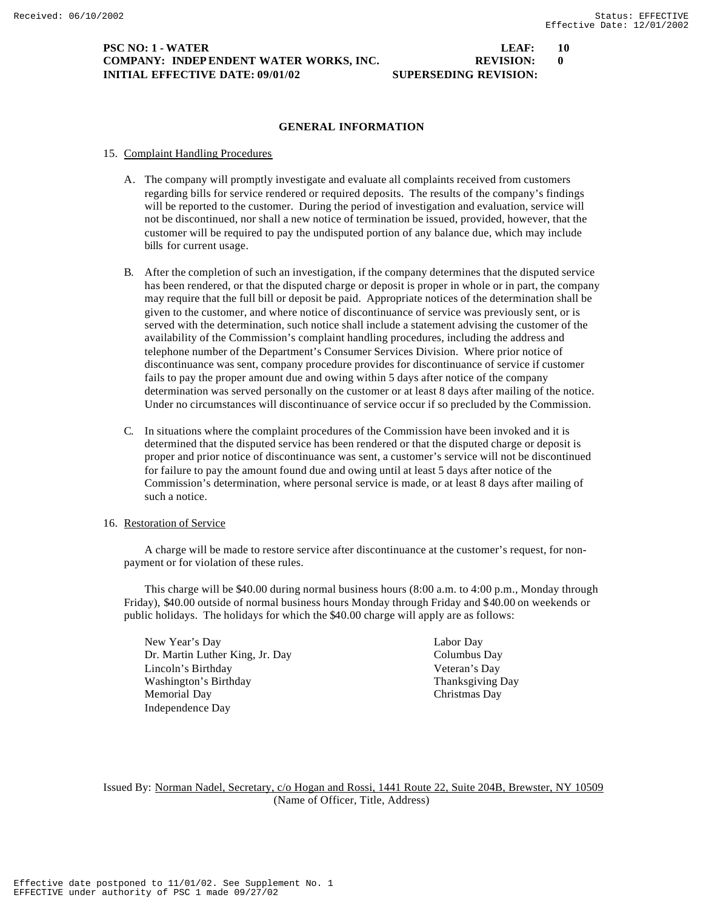**PSC NO: 1 - WATER** **LEAF: 10**
**COMPANY: INDEPENDENT WATER WORKS, INC.** **REVISION: 0**
**INITIAL EFFECTIVE DATE: 09/01/02** **SUPERSEDING REVISION:**

## GENERAL INFORMATION

15. Complaint Handling Procedures

A. The company will promptly investigate and evaluate all complaints received from customers regarding bills for service rendered or required deposits. The results of the company's findings will be reported to the customer. During the period of investigation and evaluation, service will not be discontinued, nor shall a new notice of termination be issued, provided, however, that the customer will be required to pay the undisputed portion of any balance due, which may include bills for current usage.

B. After the completion of such an investigation, if the company determines that the disputed service has been rendered, or that the disputed charge or deposit is proper in whole or in part, the company may require that the full bill or deposit be paid. Appropriate notices of the determination shall be given to the customer, and where notice of discontinuance of service was previously sent, or is served with the determination, such notice shall include a statement advising the customer of the availability of the Commission's complaint handling procedures, including the address and telephone number of the Department's Consumer Services Division. Where prior notice of discontinuance was sent, company procedure provides for discontinuance of service if customer fails to pay the proper amount due and owing within 5 days after notice of the company determination was served personally on the customer or at least 8 days after mailing of the notice. Under no circumstances will discontinuance of service occur if so precluded by the Commission.

C. In situations where the complaint procedures of the Commission have been invoked and it is determined that the disputed service has been rendered or that the disputed charge or deposit is proper and prior notice of discontinuance was sent, a customer's service will not be discontinued for failure to pay the amount found due and owing until at least 5 days after notice of the Commission's determination, where personal service is made, or at least 8 days after mailing of such a notice.

16. Restoration of Service

A charge will be made to restore service after discontinuance at the customer's request, for non-payment or for violation of these rules.

This charge will be $40.00 during normal business hours (8:00 a.m. to 4:00 p.m., Monday through Friday), $40.00 outside of normal business hours Monday through Friday and $40.00 on weekends or public holidays. The holidays for which the $40.00 charge will apply are as follows:

- New Year's Day
- Dr. Martin Luther King, Jr. Day
- Lincoln's Birthday
- Washington's Birthday
- Memorial Day
- Independence Day
- Labor Day
- Columbus Day
- Veteran's Day
- Thanksgiving Day
- Christmas Day

Issued By: Norman Nadel, Secretary, c/o Hogan and Rossi, 1441 Route 22, Suite 204B, Brewster, NY 10509
(Name of Officer, Title, Address)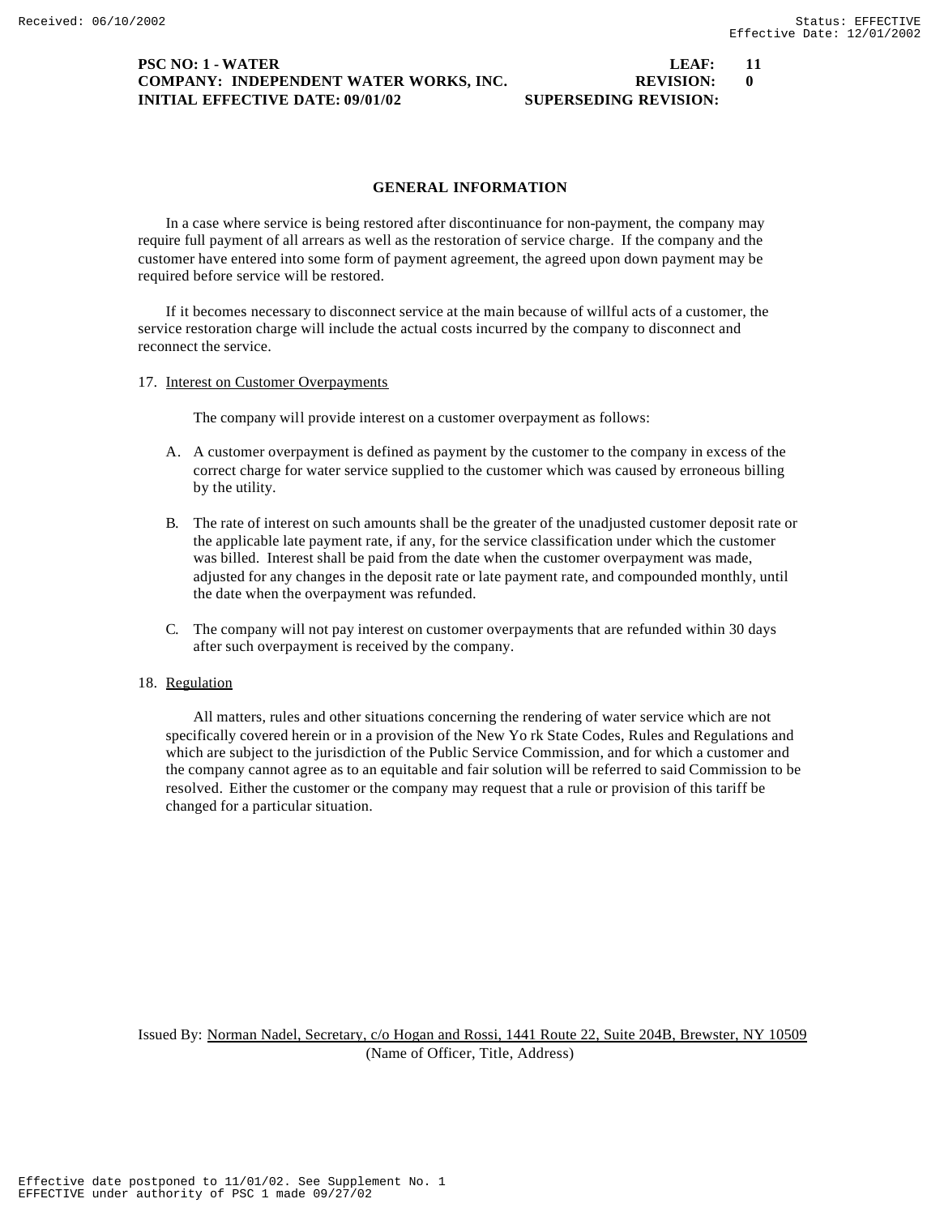## GENERAL INFORMATION

In a case where service is being restored after discontinuance for non-payment, the company may require full payment of all arrears as well as the restoration of service charge. If the company and the customer have entered into some form of payment agreement, the agreed upon down payment may be required before service will be restored.

If it becomes necessary to disconnect service at the main because of willful acts of a customer, the service restoration charge will include the actual costs incurred by the company to disconnect and reconnect the service.

17. Interest on Customer Overpayments

    The company will provide interest on a customer overpayment as follows:

    A. A customer overpayment is defined as payment by the customer to the company in excess of the correct charge for water service supplied to the customer which was caused by erroneous billing by the utility.

    B. The rate of interest on such amounts shall be the greater of the unadjusted customer deposit rate or the applicable late payment rate, if any, for the service classification under which the customer was billed. Interest shall be paid from the date when the customer overpayment was made, adjusted for any changes in the deposit rate or late payment rate, and compounded monthly, until the date when the overpayment was refunded.

    C. The company will not pay interest on customer overpayments that are refunded within 30 days after such overpayment is received by the company.

18. Regulation

    All matters, rules and other situations concerning the rendering of water service which are not specifically covered herein or in a provision of the New York State Codes, Rules and Regulations and which are subject to the jurisdiction of the Public Service Commission, and for which a customer and the company cannot agree as to an equitable and fair solution will be referred to said Commission to be resolved. Either the customer or the company may request that a rule or provision of this tariff be changed for a particular situation.

Issued By: Norman Nadel, Secretary, c/o Hogan and Rossi, 1441 Route 22, Suite 204B, Brewster, NY 10509
(Name of Officer, Title, Address)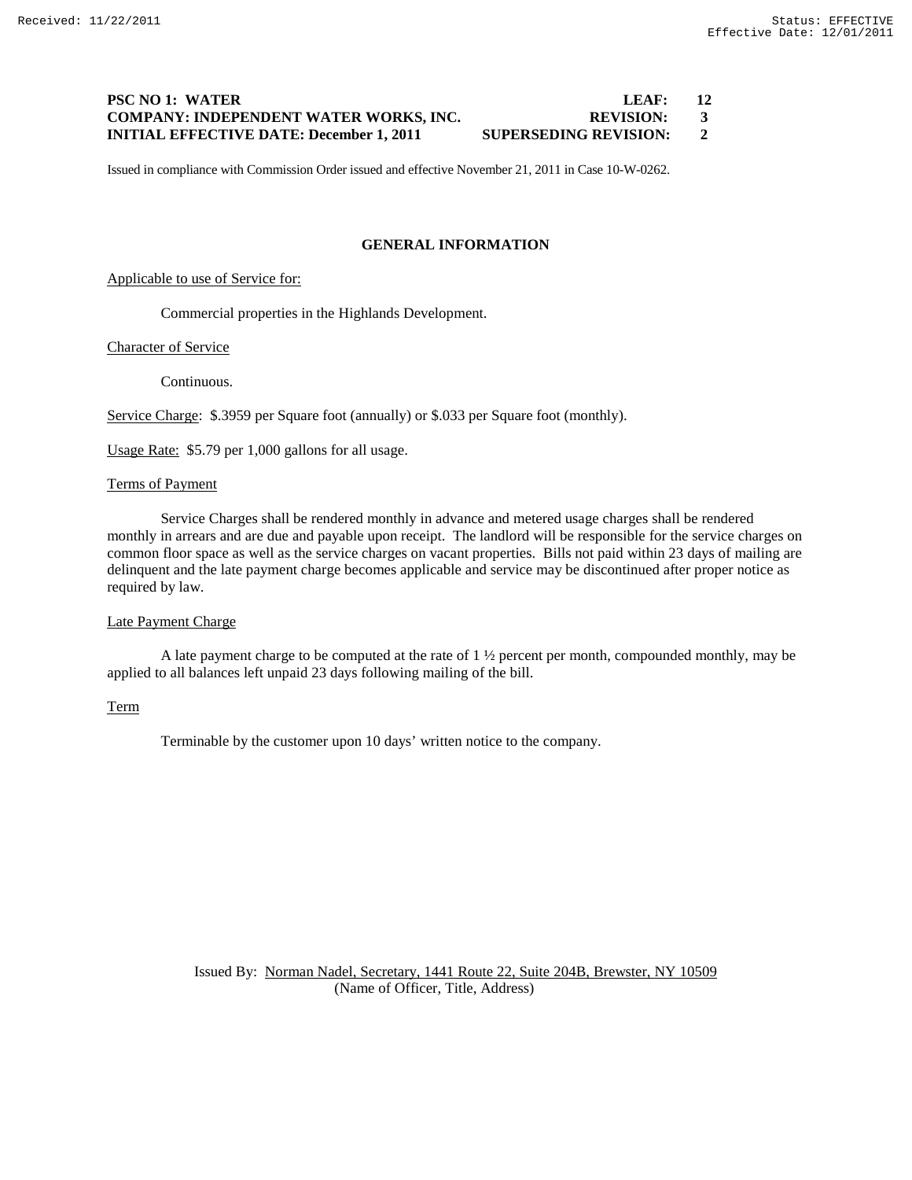**PSC NO 1: WATER** **LEAF: 12**
**COMPANY: INDEPENDENT WATER WORKS, INC.** **REVISION: 3**
**INITIAL EFFECTIVE DATE: December 1, 2011** **SUPERSEDING REVISION: 2**

Issued in compliance with Commission Order issued and effective November 21, 2011 in Case 10-W-0262.

## GENERAL INFORMATION

Applicable to use of Service for:

Commercial properties in the Highlands Development.

Character of Service

Continuous.

Service Charge: $.3959 per Square foot (annually) or $.033 per Square foot (monthly).

Usage Rate: $5.79 per 1,000 gallons for all usage.

Terms of Payment

Service Charges shall be rendered monthly in advance and metered usage charges shall be rendered monthly in arrears and are due and payable upon receipt. The landlord will be responsible for the service charges on common floor space as well as the service charges on vacant properties. Bills not paid within 23 days of mailing are delinquent and the late payment charge becomes applicable and service may be discontinued after proper notice as required by law.

Late Payment Charge

A late payment charge to be computed at the rate of 1 ½ percent per month, compounded monthly, may be applied to all balances left unpaid 23 days following mailing of the bill.

Term

Terminable by the customer upon 10 days' written notice to the company.

Issued By: Norman Nadel, Secretary, 1441 Route 22, Suite 204B, Brewster, NY 10509
(Name of Officer, Title, Address)